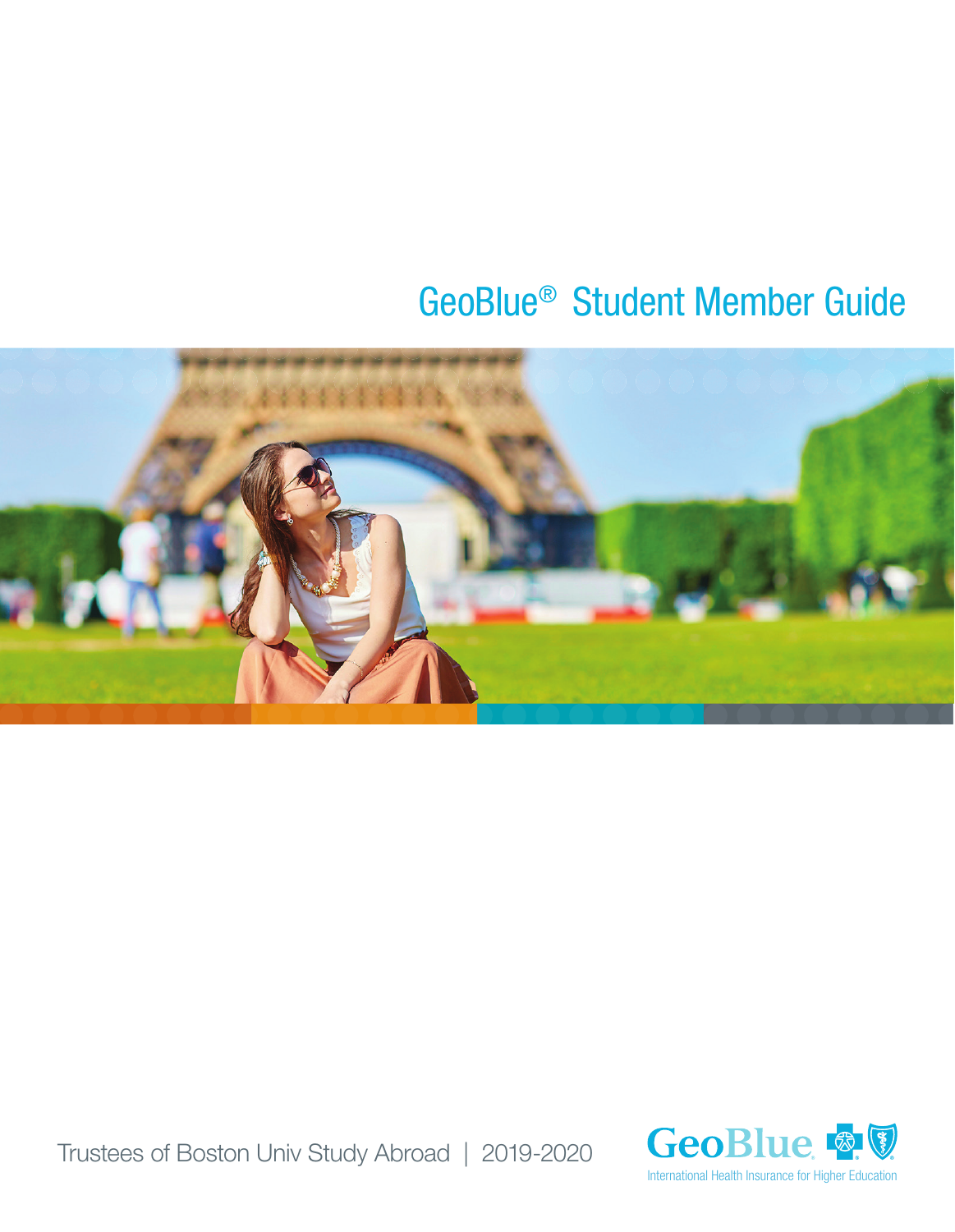# GeoBlue® Student Member Guide

Trustees of Boston Univ Study Abroad | 2019-2020

GeoBlue

International Health Insurance for Higher Education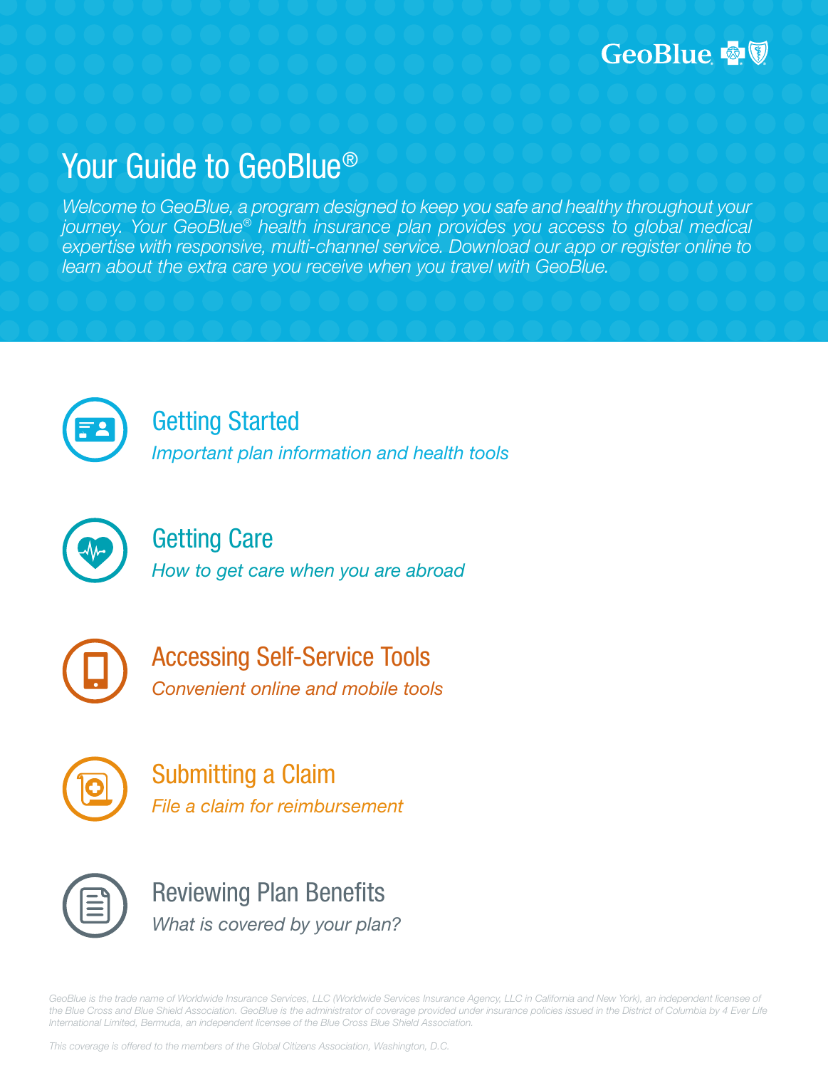GeoBlue

# Your Guide to GeoBlue®

*Welcome to GeoBlue, a program designed to keep you safe and healthy throughout your journey. Your GeoBlue® health insurance plan provides you access to global medical expertise with responsive, multi-channel service. Download our app or register online to learn about the extra care you receive when you travel with GeoBlue.*

## Getting Started

*Important plan information and health tools*

## Getting Care

*How to get care when you are abroad*

## Accessing Self-Service Tools

*Convenient online and mobile tools*

## Submitting a Claim

*File a claim for reimbursement*

## Reviewing Plan Benefits

*What is covered by your plan?*

*GeoBlue is the trade name of Worldwide Insurance Services, LLC (Worldwide Services Insurance Agency, LLC in California and New York), an independent licensee of the Blue Cross and Blue Shield Association. GeoBlue is the administrator of coverage provided under insurance policies issued in the District of Columbia by 4 Ever Life International Limited, Bermuda, an independent licensee of the Blue Cross Blue Shield Association.*

*This coverage is offered to the members of the Global Citizens Association, Washington, D.C.*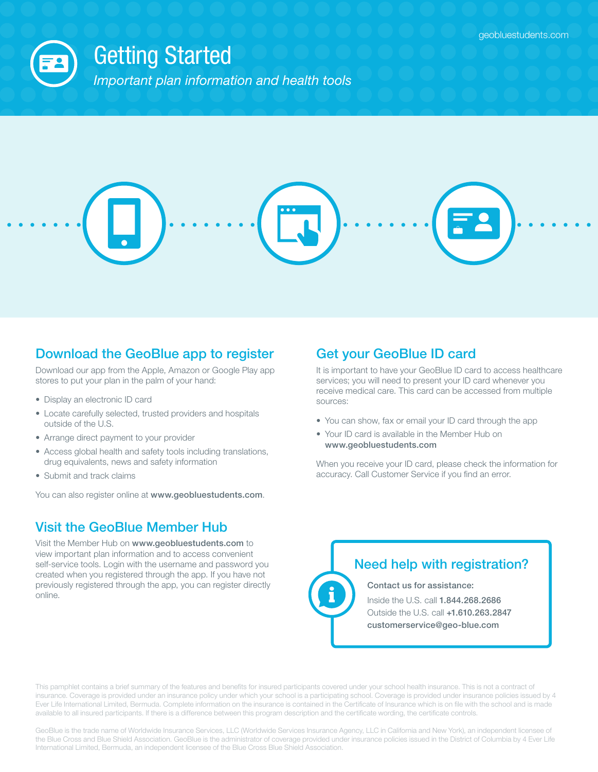geobluestudents.com

# Getting Started

*Important plan information and health tools*

## Download the GeoBlue app to register

Download our app from the Apple, Amazon or Google Play app stores to put your plan in the palm of your hand:

- Display an electronic ID card
- Locate carefully selected, trusted providers and hospitals outside of the U.S.
- Arrange direct payment to your provider
- Access global health and safety tools including translations, drug equivalents, news and safety information
- Submit and track claims

You can also register online at **www.geobluestudents.com**.

## Visit the GeoBlue Member Hub

Visit the Member Hub on **www.geobluestudents.com** to view important plan information and to access convenient self-service tools. Login with the username and password you created when you registered through the app. If you have not previously registered through the app, you can register directly online.

## Get your GeoBlue ID card

It is important to have your GeoBlue ID card to access healthcare services; you will need to present your ID card whenever you receive medical care. This card can be accessed from multiple sources:

- You can show, fax or email your ID card through the app
- Your ID card is available in the Member Hub on **www.geobluestudents.com**

When you receive your ID card, please check the information for accuracy. Call Customer Service if you find an error.

## Need help with registration?

**Contact us for assistance:**

Inside the U.S. call **1.844.268.2686**

Outside the U.S. call **+1.610.263.2847**

**customerservice@geo-blue.com**

This pamphlet contains a brief summary of the features and benefits for insured participants covered under your school health insurance. This is not a contract of insurance. Coverage is provided under an insurance policy under which your school is a participating school. Coverage is provided under insurance policies issued by 4 Ever Life International Limited, Bermuda. Complete information on the insurance is contained in the Certificate of Insurance which is on file with the school and is made available to all insured participants. If there is a difference between this program description and the certificate wording, the certificate controls.

GeoBlue is the trade name of Worldwide Insurance Services, LLC (Worldwide Services Insurance Agency, LLC in California and New York), an independent licensee of the Blue Cross and Blue Shield Association. GeoBlue is the administrator of coverage provided under insurance policies issued in the District of Columbia by 4 Ever Life International Limited, Bermuda, an independent licensee of the Blue Cross Blue Shield Association.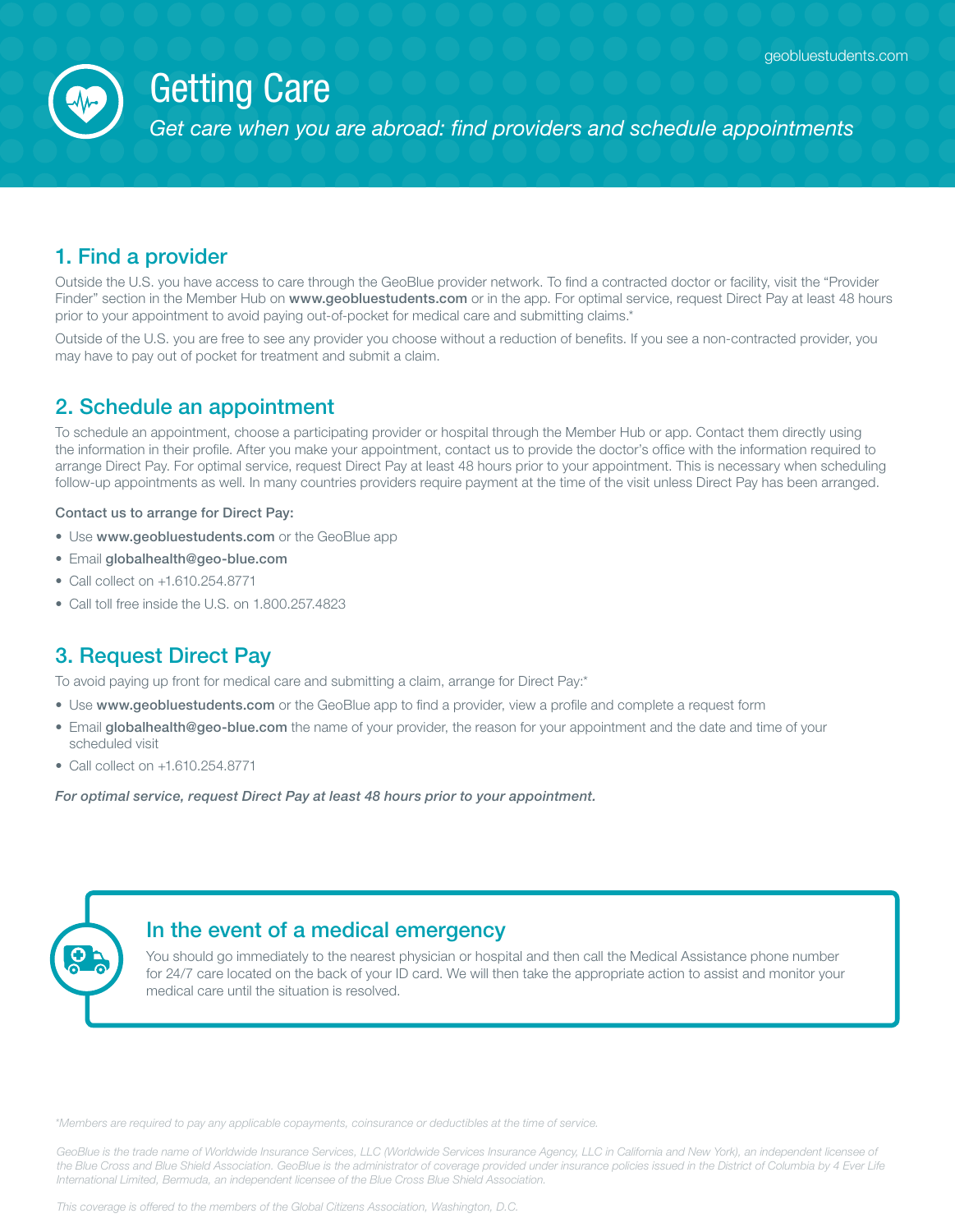# Getting Care

*Get care when you are abroad: find providers and schedule appointments*

## 1. Find a provider

Outside the U.S. you have access to care through the GeoBlue provider network. To find a contracted doctor or facility, visit the "Provider Finder" section in the Member Hub on **www.geobluestudents.com** or in the app. For optimal service, request Direct Pay at least 48 hours prior to your appointment to avoid paying out-of-pocket for medical care and submitting claims.*

Outside of the U.S. you are free to see any provider you choose without a reduction of benefits. If you see a non-contracted provider, you may have to pay out of pocket for treatment and submit a claim.

## 2. Schedule an appointment

To schedule an appointment, choose a participating provider or hospital through the Member Hub or app. Contact them directly using the information in their profile. After you make your appointment, contact us to provide the doctor's office with the information required to arrange Direct Pay. For optimal service, request Direct Pay at least 48 hours prior to your appointment. This is necessary when scheduling follow-up appointments as well. In many countries providers require payment at the time of the visit unless Direct Pay has been arranged.

**Contact us to arrange for Direct Pay:**

- Use **www.geobluestudents.com** or the GeoBlue app
- Email **globalhealth@geo-blue.com**
- Call collect on +1.610.254.8771
- Call toll free inside the U.S. on 1.800.257.4823

## 3. Request Direct Pay

To avoid paying up front for medical care and submitting a claim, arrange for Direct Pay:*

- Use **www.geobluestudents.com** or the GeoBlue app to find a provider, view a profile and complete a request form
- Email **globalhealth@geo-blue.com** the name of your provider, the reason for your appointment and the date and time of your scheduled visit
- Call collect on +1.610.254.8771

***For optimal service, request Direct Pay at least 48 hours prior to your appointment.***

### In the event of a medical emergency

You should go immediately to the nearest physician or hospital and then call the Medical Assistance phone number for 24/7 care located on the back of your ID card. We will then take the appropriate action to assist and monitor your medical care until the situation is resolved.

*\*Members are required to pay any applicable copayments, coinsurance or deductibles at the time of service.*

*GeoBlue is the trade name of Worldwide Insurance Services, LLC (Worldwide Services Insurance Agency, LLC in California and New York), an independent licensee of the Blue Cross and Blue Shield Association. GeoBlue is the administrator of coverage provided under insurance policies issued in the District of Columbia by 4 Ever Life International Limited, Bermuda, an independent licensee of the Blue Cross Blue Shield Association.*

*This coverage is offered to the members of the Global Citizens Association, Washington, D.C.*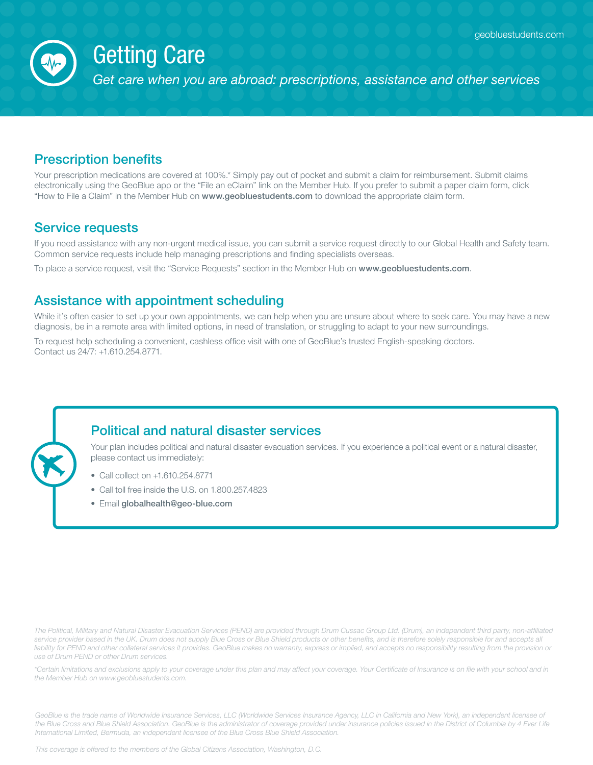# Getting Care

*Get care when you are abroad: prescriptions, assistance and other services*

## Prescription benefits

Your prescription medications are covered at 100%.* Simply pay out of pocket and submit a claim for reimbursement. Submit claims electronically using the GeoBlue app or the "File an eClaim" link on the Member Hub. If you prefer to submit a paper claim form, click "How to File a Claim" in the Member Hub on **www.geobluestudents.com** to download the appropriate claim form.

## Service requests

If you need assistance with any non-urgent medical issue, you can submit a service request directly to our Global Health and Safety team. Common service requests include help managing prescriptions and finding specialists overseas.

To place a service request, visit the "Service Requests" section in the Member Hub on **www.geobluestudents.com**.

## Assistance with appointment scheduling

While it's often easier to set up your own appointments, we can help when you are unsure about where to seek care. You may have a new diagnosis, be in a remote area with limited options, in need of translation, or struggling to adapt to your new surroundings.

To request help scheduling a convenient, cashless office visit with one of GeoBlue's trusted English-speaking doctors. Contact us 24/7: +1.610.254.8771.

## Political and natural disaster services

Your plan includes political and natural disaster evacuation services. If you experience a political event or a natural disaster, please contact us immediately:

- Call collect on +1.610.254.8771
- Call toll free inside the U.S. on 1.800.257.4823
- Email **globalhealth@geo-blue.com**

*The Political, Military and Natural Disaster Evacuation Services (PEND) are provided through Drum Cussac Group Ltd. (Drum), an independent third party, non-affiliated service provider based in the UK. Drum does not supply Blue Cross or Blue Shield products or other benefits, and is therefore solely responsible for and accepts all liability for PEND and other collateral services it provides. GeoBlue makes no warranty, express or implied, and accepts no responsibility resulting from the provision or use of Drum PEND or other Drum services.*

*\*Certain limitations and exclusions apply to your coverage under this plan and may affect your coverage. Your Certificate of Insurance is on file with your school and in the Member Hub on www.geobluestudents.com.*

*GeoBlue is the trade name of Worldwide Insurance Services, LLC (Worldwide Services Insurance Agency, LLC in California and New York), an independent licensee of the Blue Cross and Blue Shield Association. GeoBlue is the administrator of coverage provided under insurance policies issued in the District of Columbia by 4 Ever Life International Limited, Bermuda, an independent licensee of the Blue Cross Blue Shield Association.*

*This coverage is offered to the members of the Global Citizens Association, Washington, D.C.*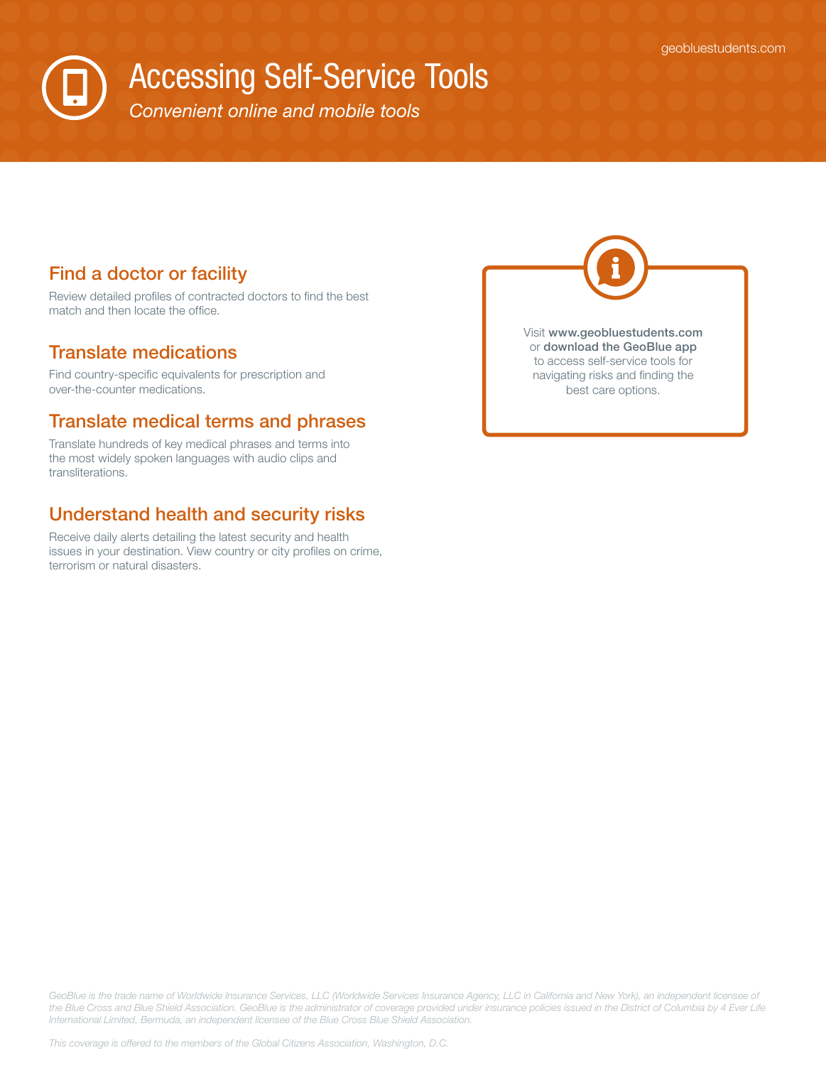# Accessing Self-Service Tools

*Convenient online and mobile tools*

## Find a doctor or facility

Review detailed profiles of contracted doctors to find the best match and then locate the office.

## Translate medications

Find country-specific equivalents for prescription and over-the-counter medications.

## Translate medical terms and phrases

Translate hundreds of key medical phrases and terms into the most widely spoken languages with audio clips and transliterations.

## Understand health and security risks

Receive daily alerts detailing the latest security and health issues in your destination. View country or city profiles on crime, terrorism or natural disasters.

Visit **www.geobluestudents.com** or **download the GeoBlue app** to access self-service tools for navigating risks and finding the best care options.

*GeoBlue is the trade name of Worldwide Insurance Services, LLC (Worldwide Services Insurance Agency, LLC in California and New York), an independent licensee of the Blue Cross and Blue Shield Association. GeoBlue is the administrator of coverage provided under insurance policies issued in the District of Columbia by 4 Ever Life International Limited, Bermuda, an independent licensee of the Blue Cross Blue Shield Association.*

*This coverage is offered to the members of the Global Citizens Association, Washington, D.C.*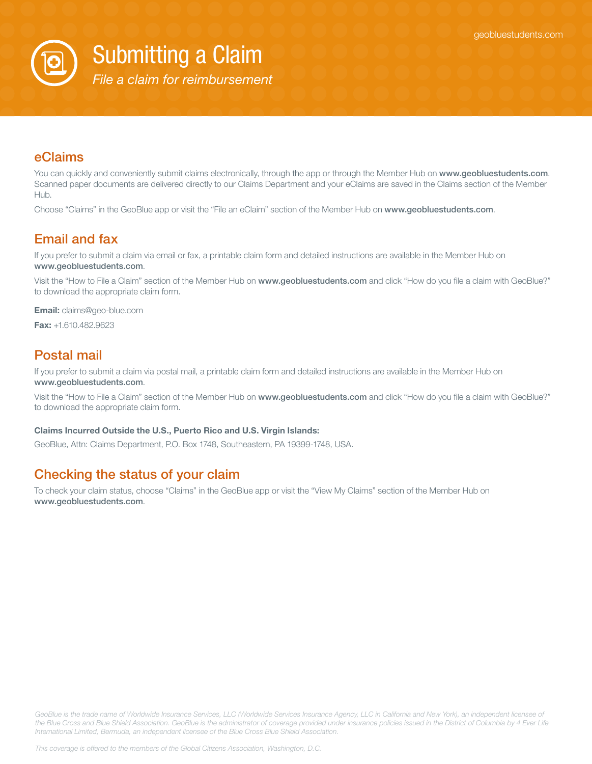# Submitting a Claim

*File a claim for reimbursement*

## eClaims

You can quickly and conveniently submit claims electronically, through the app or through the Member Hub on **www.geobluestudents.com**. Scanned paper documents are delivered directly to our Claims Department and your eClaims are saved in the Claims section of the Member Hub.

Choose "Claims" in the GeoBlue app or visit the "File an eClaim" section of the Member Hub on **www.geobluestudents.com**.

## Email and fax

If you prefer to submit a claim via email or fax, a printable claim form and detailed instructions are available in the Member Hub on **www.geobluestudents.com**.

Visit the "How to File a Claim" section of the Member Hub on **www.geobluestudents.com** and click "How do you file a claim with GeoBlue?" to download the appropriate claim form.

**Email:** claims@geo-blue.com

**Fax:** +1.610.482.9623

## Postal mail

If you prefer to submit a claim via postal mail, a printable claim form and detailed instructions are available in the Member Hub on **www.geobluestudents.com**.

Visit the "How to File a Claim" section of the Member Hub on **www.geobluestudents.com** and click "How do you file a claim with GeoBlue?" to download the appropriate claim form.

**Claims Incurred Outside the U.S., Puerto Rico and U.S. Virgin Islands:**

GeoBlue, Attn: Claims Department, P.O. Box 1748, Southeastern, PA 19399-1748, USA.

## Checking the status of your claim

To check your claim status, choose "Claims" in the GeoBlue app or visit the "View My Claims" section of the Member Hub on **www.geobluestudents.com**.

*GeoBlue is the trade name of Worldwide Insurance Services, LLC (Worldwide Services Insurance Agency, LLC in California and New York), an independent licensee of the Blue Cross and Blue Shield Association. GeoBlue is the administrator of coverage provided under insurance policies issued in the District of Columbia by 4 Ever Life International Limited, Bermuda, an independent licensee of the Blue Cross Blue Shield Association.*

*This coverage is offered to the members of the Global Citizens Association, Washington, D.C.*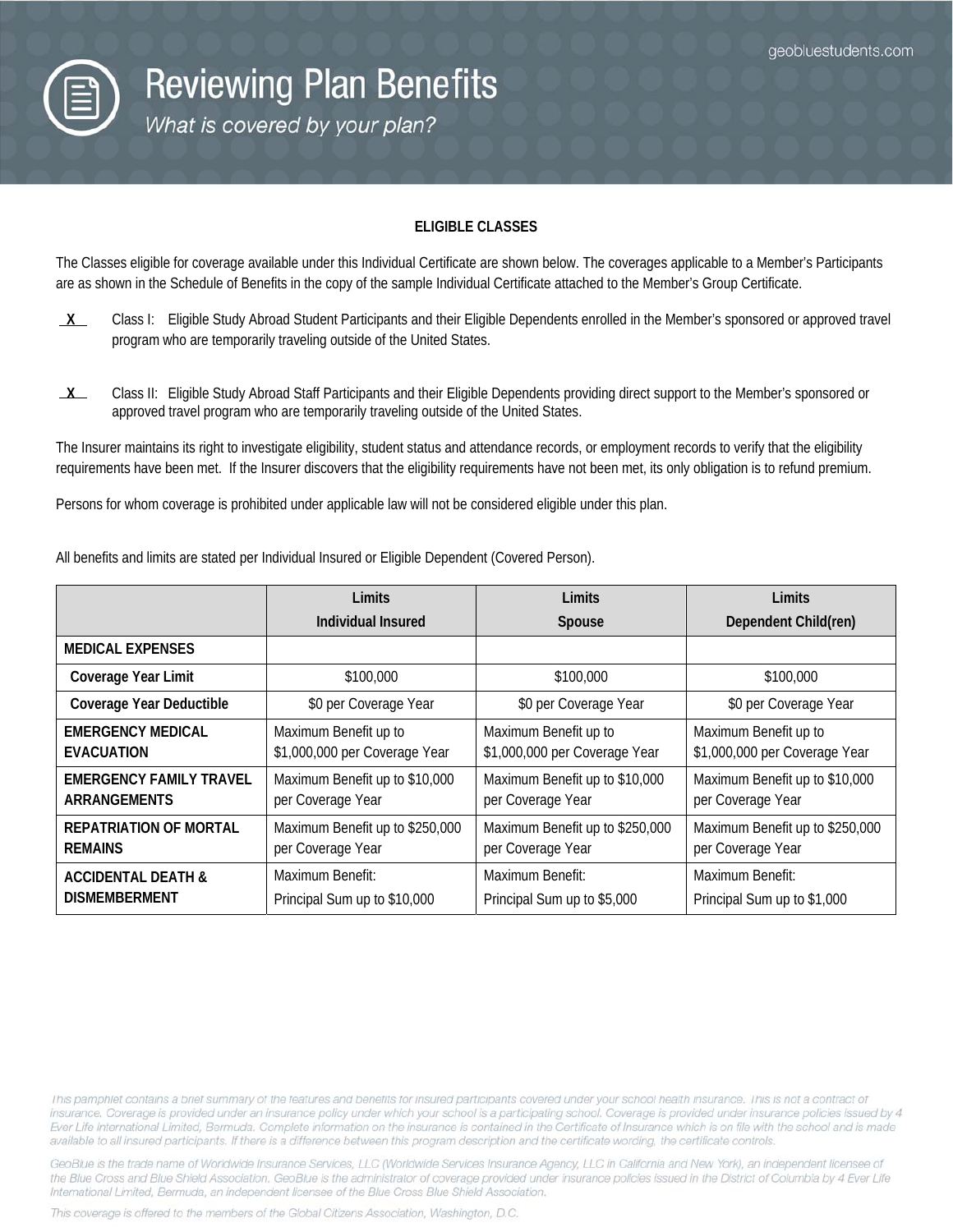# Reviewing Plan Benefits

*What is covered by your plan?*

**ELIGIBLE CLASSES**

The Classes eligible for coverage available under this Individual Certificate are shown below. The coverages applicable to a Member's Participants are as shown in the Schedule of Benefits in the copy of the sample Individual Certificate attached to the Member's Group Certificate.

__X__ Class I: Eligible Study Abroad Student Participants and their Eligible Dependents enrolled in the Member's sponsored or approved travel program who are temporarily traveling outside of the United States.

__X__ Class II: Eligible Study Abroad Staff Participants and their Eligible Dependents providing direct support to the Member's sponsored or approved travel program who are temporarily traveling outside of the United States.

The Insurer maintains its right to investigate eligibility, student status and attendance records, or employment records to verify that the eligibility requirements have been met. If the Insurer discovers that the eligibility requirements have not been met, its only obligation is to refund premium.

Persons for whom coverage is prohibited under applicable law will not be considered eligible under this plan.

All benefits and limits are stated per Individual Insured or Eligible Dependent (Covered Person).

| | Limits Individual Insured | Limits Spouse | Limits Dependent Child(ren) |
|---|---|---|---|
| **MEDICAL EXPENSES** | | | |
| **Coverage Year Limit** | $100,000 | $100,000 | $100,000 |
| **Coverage Year Deductible** | $0 per Coverage Year | $0 per Coverage Year | $0 per Coverage Year |
| **EMERGENCY MEDICAL EVACUATION** | Maximum Benefit up to $1,000,000 per Coverage Year | Maximum Benefit up to $1,000,000 per Coverage Year | Maximum Benefit up to $1,000,000 per Coverage Year |
| **EMERGENCY FAMILY TRAVEL ARRANGEMENTS** | Maximum Benefit up to $10,000 per Coverage Year | Maximum Benefit up to $10,000 per Coverage Year | Maximum Benefit up to $10,000 per Coverage Year |
| **REPATRIATION OF MORTAL REMAINS** | Maximum Benefit up to $250,000 per Coverage Year | Maximum Benefit up to $250,000 per Coverage Year | Maximum Benefit up to $250,000 per Coverage Year |
| **ACCIDENTAL DEATH & DISMEMBERMENT** | Maximum Benefit: Principal Sum up to $10,000 | Maximum Benefit: Principal Sum up to $5,000 | Maximum Benefit: Principal Sum up to $1,000 |

*This pamphlet contains a brief summary of the features and benefits for insured participants covered under your school health insurance. This is not a contract of insurance. Coverage is provided under an insurance policy under which your school is a participating school. Coverage is provided under insurance policies issued by 4 Ever Life International Limited, Bermuda. Complete information on the insurance is contained in the Certificate of Insurance which is on file with the school and is made available to all insured participants. If there is a difference between this program description and the certificate wording, the certificate controls.*

*GeoBlue is the trade name of Worldwide Insurance Services, LLC (Worldwide Services Insurance Agency, LLC in California and New York), an independent licensee of the Blue Cross and Blue Shield Association. GeoBlue is the administrator of coverage provided under insurance policies issued in the District of Columbia by 4 Ever Life International Limited, Bermuda, an independent licensee of the Blue Cross Blue Shield Association.*

*This coverage is offered to the members of the Global Citizens Association, Washington, D.C.*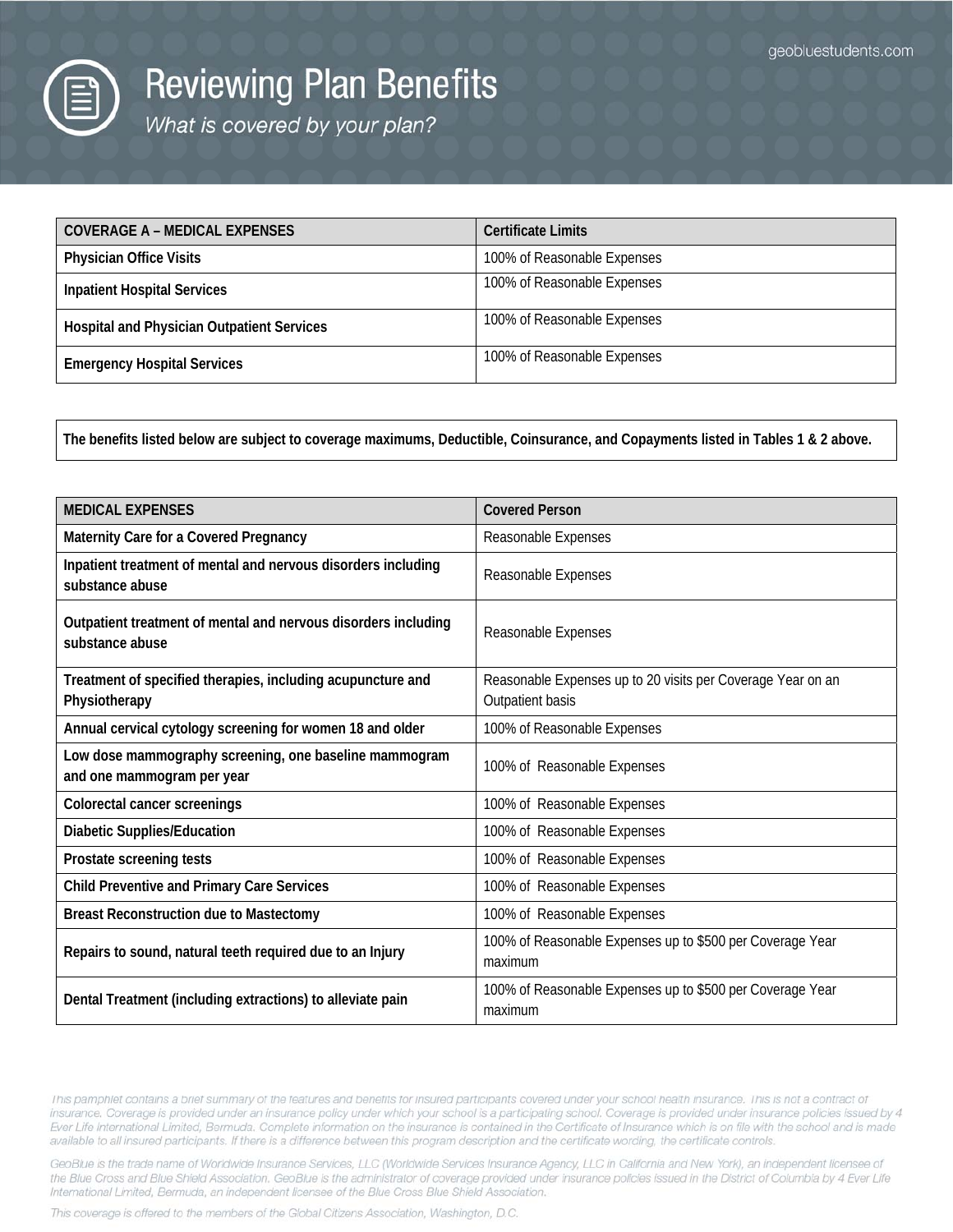# Reviewing Plan Benefits

*What is covered by your plan?*

| COVERAGE A – MEDICAL EXPENSES | Certificate Limits |
| --- | --- |
| **Physician Office Visits** | 100% of Reasonable Expenses |
| **Inpatient Hospital Services** | 100% of Reasonable Expenses |
| **Hospital and Physician Outpatient Services** | 100% of Reasonable Expenses |
| **Emergency Hospital Services** | 100% of Reasonable Expenses |

**The benefits listed below are subject to coverage maximums, Deductible, Coinsurance, and Copayments listed in Tables 1 & 2 above.**

| MEDICAL EXPENSES | Covered Person |
| --- | --- |
| **Maternity Care for a Covered Pregnancy** | Reasonable Expenses |
| **Inpatient treatment of mental and nervous disorders including substance abuse** | Reasonable Expenses |
| **Outpatient treatment of mental and nervous disorders including substance abuse** | Reasonable Expenses |
| **Treatment of specified therapies, including acupuncture and Physiotherapy** | Reasonable Expenses up to 20 visits per Coverage Year on an Outpatient basis |
| **Annual cervical cytology screening for women 18 and older** | 100% of Reasonable Expenses |
| **Low dose mammography screening, one baseline mammogram and one mammogram per year** | 100% of Reasonable Expenses |
| **Colorectal cancer screenings** | 100% of Reasonable Expenses |
| **Diabetic Supplies/Education** | 100% of Reasonable Expenses |
| **Prostate screening tests** | 100% of Reasonable Expenses |
| **Child Preventive and Primary Care Services** | 100% of Reasonable Expenses |
| **Breast Reconstruction due to Mastectomy** | 100% of Reasonable Expenses |
| **Repairs to sound, natural teeth required due to an Injury** | 100% of Reasonable Expenses up to $500 per Coverage Year maximum |
| **Dental Treatment (including extractions) to alleviate pain** | 100% of Reasonable Expenses up to $500 per Coverage Year maximum |

*This pamphlet contains a brief summary of the features and benefits for insured participants covered under your school health insurance. This is not a contract of insurance. Coverage is provided under an insurance policy under which your school is a participating school. Coverage is provided under insurance policies issued by 4 Ever Life International Limited, Bermuda. Complete information on the insurance is contained in the Certificate of Insurance which is on file with the school and is made available to all insured participants. If there is a difference between this program description and the certificate wording, the certificate controls.*

*GeoBlue is the trade name of Worldwide Insurance Services, LLC (Worldwide Services Insurance Agency, LLC in California and New York), an independent licensee of the Blue Cross and Blue Shield Association. GeoBlue is the administrator of coverage provided under insurance policies issued in the District of Columbia by 4 Ever Life International Limited, Bermuda, an independent licensee of the Blue Cross Blue Shield Association.*

*This coverage is offered to the members of the Global Citizens Association, Washington, D.C.*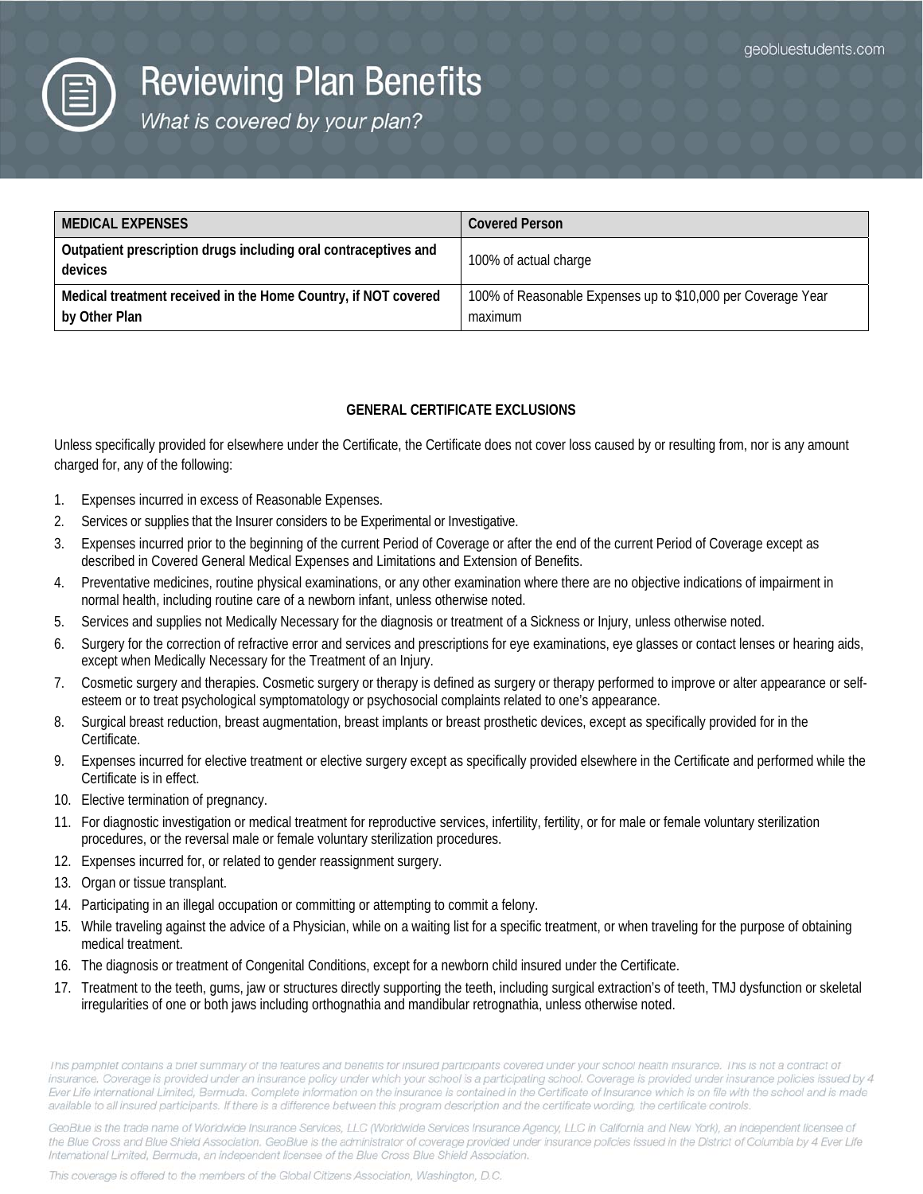| MEDICAL EXPENSES | Covered Person |
|---|---|
| **Outpatient prescription drugs including oral contraceptives and devices** | 100% of actual charge |
| **Medical treatment received in the Home Country, if NOT covered by Other Plan** | 100% of Reasonable Expenses up to $10,000 per Coverage Year maximum |

## GENERAL CERTIFICATE EXCLUSIONS

Unless specifically provided for elsewhere under the Certificate, the Certificate does not cover loss caused by or resulting from, nor is any amount charged for, any of the following:

1. Expenses incurred in excess of Reasonable Expenses.
2. Services or supplies that the Insurer considers to be Experimental or Investigative.
3. Expenses incurred prior to the beginning of the current Period of Coverage or after the end of the current Period of Coverage except as described in Covered General Medical Expenses and Limitations and Extension of Benefits.
4. Preventative medicines, routine physical examinations, or any other examination where there are no objective indications of impairment in normal health, including routine care of a newborn infant, unless otherwise noted.
5. Services and supplies not Medically Necessary for the diagnosis or treatment of a Sickness or Injury, unless otherwise noted.
6. Surgery for the correction of refractive error and services and prescriptions for eye examinations, eye glasses or contact lenses or hearing aids, except when Medically Necessary for the Treatment of an Injury.
7. Cosmetic surgery and therapies. Cosmetic surgery or therapy is defined as surgery or therapy performed to improve or alter appearance or self-esteem or to treat psychological symptomatology or psychosocial complaints related to one's appearance.
8. Surgical breast reduction, breast augmentation, breast implants or breast prosthetic devices, except as specifically provided for in the Certificate.
9. Expenses incurred for elective treatment or elective surgery except as specifically provided elsewhere in the Certificate and performed while the Certificate is in effect.
10. Elective termination of pregnancy.
11. For diagnostic investigation or medical treatment for reproductive services, infertility, fertility, or for male or female voluntary sterilization procedures, or the reversal male or female voluntary sterilization procedures.
12. Expenses incurred for, or related to gender reassignment surgery.
13. Organ or tissue transplant.
14. Participating in an illegal occupation or committing or attempting to commit a felony.
15. While traveling against the advice of a Physician, while on a waiting list for a specific treatment, or when traveling for the purpose of obtaining medical treatment.
16. The diagnosis or treatment of Congenital Conditions, except for a newborn child insured under the Certificate.
17. Treatment to the teeth, gums, jaw or structures directly supporting the teeth, including surgical extraction's of teeth, TMJ dysfunction or skeletal irregularities of one or both jaws including orthognathia and mandibular retrognathia, unless otherwise noted.

This pamphlet contains a brief summary of the features and benefits for insured participants covered under your school health insurance. This is not a contract of insurance. Coverage is provided under an insurance policy under which your school is a participating school. Coverage is provided under insurance policies issued by 4 Ever Life International Limited, Bermuda. Complete information on the insurance is contained in the Certificate of Insurance which is on file with the school and is made available to all insured participants. If there is a difference between this program description and the certificate wording, the certificate controls.

GeoBlue is the trade name of Worldwide Insurance Services, LLC (Worldwide Services Insurance Agency, LLC in California and New York), an independent licensee of the Blue Cross and Blue Shield Association. GeoBlue is the administrator of coverage provided under insurance policies issued in the District of Columbia by 4 Ever Life International Limited, Bermuda, an independent licensee of the Blue Cross Blue Shield Association.

This coverage is offered to the members of the Global Citizens Association, Washington, D.C.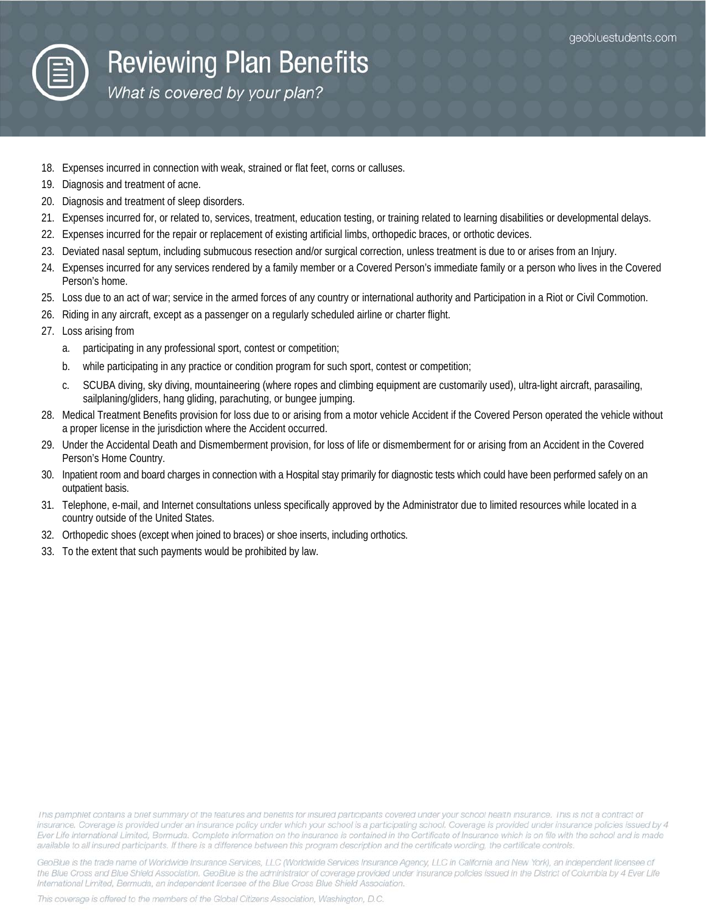# Reviewing Plan Benefits

*What is covered by your plan?*

18. Expenses incurred in connection with weak, strained or flat feet, corns or calluses.
19. Diagnosis and treatment of acne.
20. Diagnosis and treatment of sleep disorders.
21. Expenses incurred for, or related to, services, treatment, education testing, or training related to learning disabilities or developmental delays.
22. Expenses incurred for the repair or replacement of existing artificial limbs, orthopedic braces, or orthotic devices.
23. Deviated nasal septum, including submucous resection and/or surgical correction, unless treatment is due to or arises from an Injury.
24. Expenses incurred for any services rendered by a family member or a Covered Person's immediate family or a person who lives in the Covered Person's home.
25. Loss due to an act of war; service in the armed forces of any country or international authority and Participation in a Riot or Civil Commotion.
26. Riding in any aircraft, except as a passenger on a regularly scheduled airline or charter flight.
27. Loss arising from
    a. participating in any professional sport, contest or competition;
    b. while participating in any practice or condition program for such sport, contest or competition;
    c. SCUBA diving, sky diving, mountaineering (where ropes and climbing equipment are customarily used), ultra-light aircraft, parasailing, sailplaning/gliders, hang gliding, parachuting, or bungee jumping.
28. Medical Treatment Benefits provision for loss due to or arising from a motor vehicle Accident if the Covered Person operated the vehicle without a proper license in the jurisdiction where the Accident occurred.
29. Under the Accidental Death and Dismemberment provision, for loss of life or dismemberment for or arising from an Accident in the Covered Person's Home Country.
30. Inpatient room and board charges in connection with a Hospital stay primarily for diagnostic tests which could have been performed safely on an outpatient basis.
31. Telephone, e-mail, and Internet consultations unless specifically approved by the Administrator due to limited resources while located in a country outside of the United States.
32. Orthopedic shoes (except when joined to braces) or shoe inserts, including orthotics.
33. To the extent that such payments would be prohibited by law.

*This pamphlet contains a brief summary of the features and benefits for insured participants covered under your school health insurance. This is not a contract of insurance. Coverage is provided under an insurance policy under which your school is a participating school. Coverage is provided under insurance policies issued by 4 Ever Life International Limited, Bermuda. Complete information on the insurance is contained in the Certificate of Insurance which is on file with the school and is made available to all insured participants. If there is a difference between this program description and the certificate wording, the certificate controls.*

*GeoBlue is the trade name of Worldwide Insurance Services, LLC (Worldwide Services Insurance Agency, LLC in California and New York), an independent licensee of the Blue Cross and Blue Shield Association. GeoBlue is the administrator of coverage provided under insurance policies issued in the District of Columbia by 4 Ever Life International Limited, Bermuda, an independent licensee of the Blue Cross Blue Shield Association.*

*This coverage is offered to the members of the Global Citizens Association, Washington, D.C.*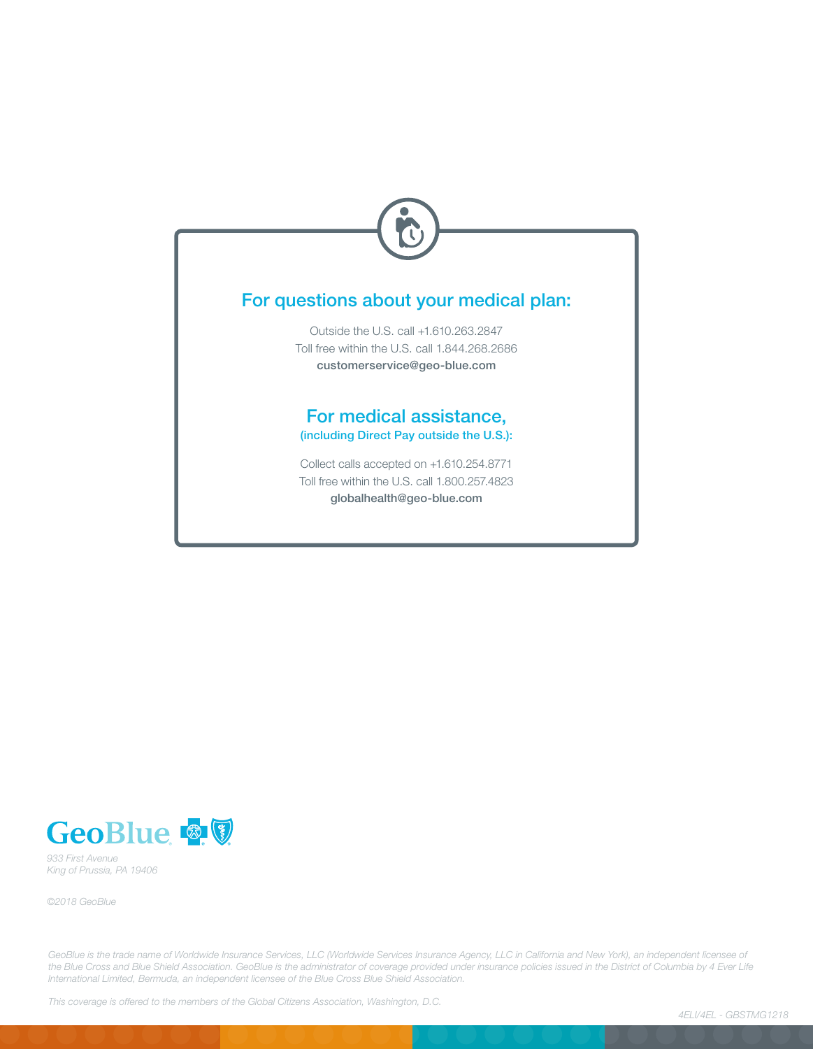## For questions about your medical plan:

Outside the U.S. call +1.610.263.2847
Toll free within the U.S. call 1.844.268.2686
**customerservice@geo-blue.com**

## For medical assistance,

**(including Direct Pay outside the U.S.):**

Collect calls accepted on +1.610.254.8771
Toll free within the U.S. call 1.800.257.4823
**globalhealth@geo-blue.com**

GeoBlue

*933 First Avenue*
*King of Prussia, PA 19406*

*©2018 GeoBlue*

*GeoBlue is the trade name of Worldwide Insurance Services, LLC (Worldwide Services Insurance Agency, LLC in California and New York), an independent licensee of the Blue Cross and Blue Shield Association. GeoBlue is the administrator of coverage provided under insurance policies issued in the District of Columbia by 4 Ever Life International Limited, Bermuda, an independent licensee of the Blue Cross Blue Shield Association.*

*This coverage is offered to the members of the Global Citizens Association, Washington, D.C.*

*4ELI/4EL - GBSTMG1218*